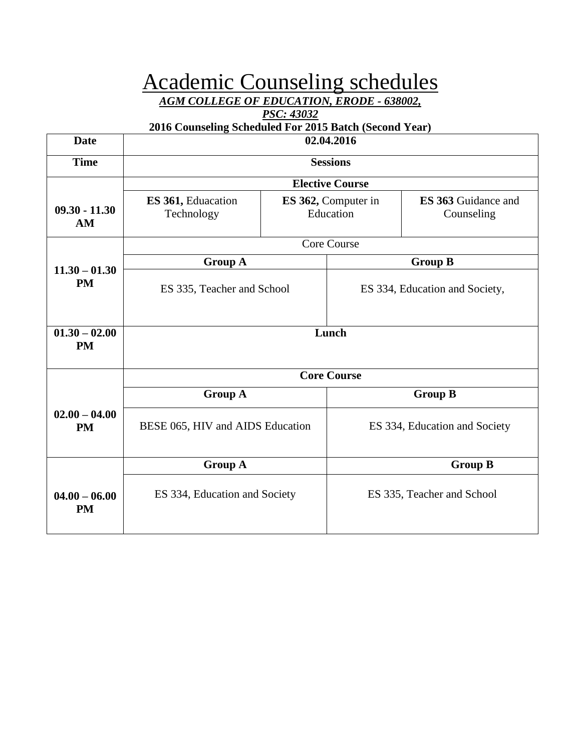# Academic Counseling schedules

***AGM COLLEGE OF EDUCATION, ERODE - 638002,***

***PSC: 43032***

**2016 Counseling Scheduled For 2015 Batch (Second Year)**

| **Date** | **02.04.2016** | | |
|---|---|---|---|
| **Time** | **Sessions** | | |
| **09.30 - 11.30 AM** | **Elective Course** | | |
| | **ES 361,** Eduacation Technology | **ES 362,** Computer in Education | **ES 363** Guidance and Counseling |
| **11.30 – 01.30 PM** | Core Course | | |
| | **Group A** | **Group B** | |
| | ES 335, Teacher and School | ES 334, Education and Society, | |
| **01.30 – 02.00 PM** | **Lunch** | | |
| **02.00 – 04.00 PM** | **Core Course** | | |
| | **Group A** | **Group B** | |
| | BESE 065, HIV and AIDS Education | ES 334, Education and Society | |
| **04.00 – 06.00 PM** | **Group A** | **Group B** | |
| | ES 334, Education and Society | ES 335, Teacher and School | |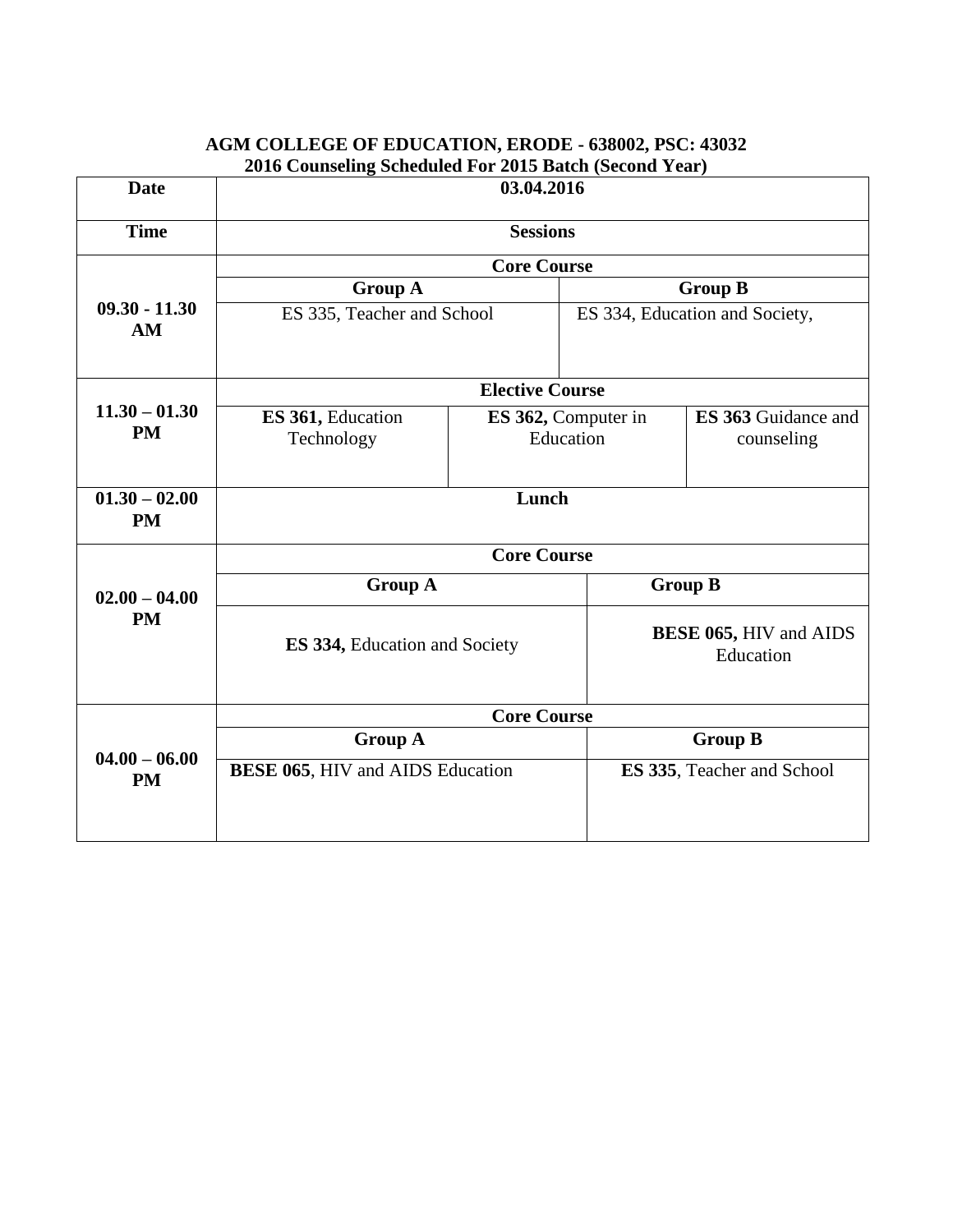**AGM COLLEGE OF EDUCATION, ERODE - 638002, PSC: 43032**
**2016 Counseling Scheduled For 2015 Batch (Second Year)**

| **Date** | **03.04.2016** | | |
|---|---|---|---|
| **Time** | **Sessions** | | |
| **09.30 - 11.30 AM** | **Core Course** | | |
| | **Group A** | **Group B** | |
| | ES 335, Teacher and School | ES 334, Education and Society, | |
| **11.30 – 01.30 PM** | **Elective Course** | | |
| | **ES 361,** Education Technology | **ES 362,** Computer in Education | **ES 363** Guidance and counseling |
| **01.30 – 02.00 PM** | **Lunch** | | |
| **02.00 – 04.00 PM** | **Core Course** | | |
| | **Group A** | **Group B** | |
| | **ES 334,** Education and Society | **BESE 065,** HIV and AIDS Education | |
| **04.00 – 06.00 PM** | **Core Course** | | |
| | **Group A** | **Group B** | |
| | **BESE 065**, HIV and AIDS Education | **ES 335**, Teacher and School | |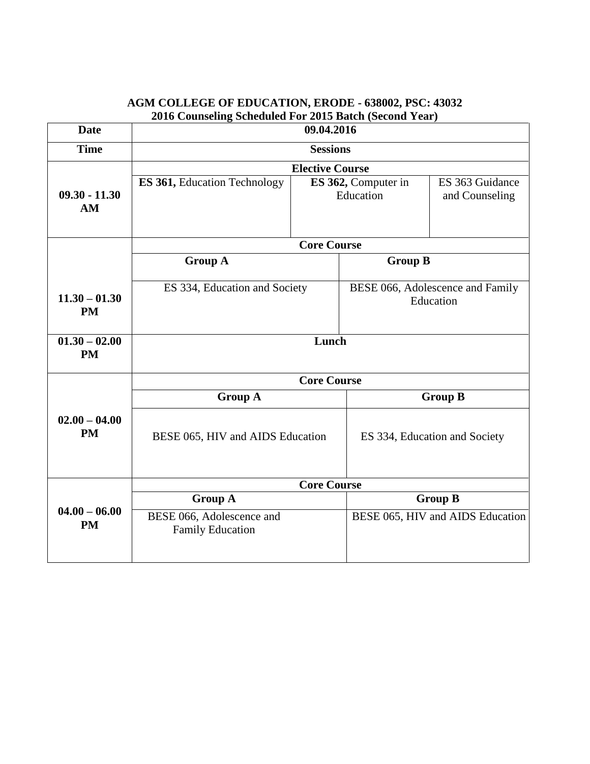**AGM COLLEGE OF EDUCATION, ERODE - 638002, PSC: 43032**
**2016 Counseling Scheduled For 2015 Batch (Second Year)**

| **Date** | **09.04.2016** | | |
|---|---|---|---|
| **Time** | **Sessions** | | |
| **09.30 - 11.30 AM** | **Elective Course** | | |
| | **ES 361,** Education Technology | **ES 362,** Computer in Education | ES 363 Guidance and Counseling |
| **11.30 – 01.30 PM** | **Core Course** | | |
| | **Group A** | **Group B** | |
| | ES 334, Education and Society | BESE 066, Adolescence and Family Education | |
| **01.30 – 02.00 PM** | **Lunch** | | |
| **02.00 – 04.00 PM** | **Core Course** | | |
| | **Group A** | **Group B** | |
| | BESE 065, HIV and AIDS Education | ES 334, Education and Society | |
| **04.00 – 06.00 PM** | **Core Course** | | |
| | **Group A** | **Group B** | |
| | BESE 066, Adolescence and Family Education | BESE 065, HIV and AIDS Education | |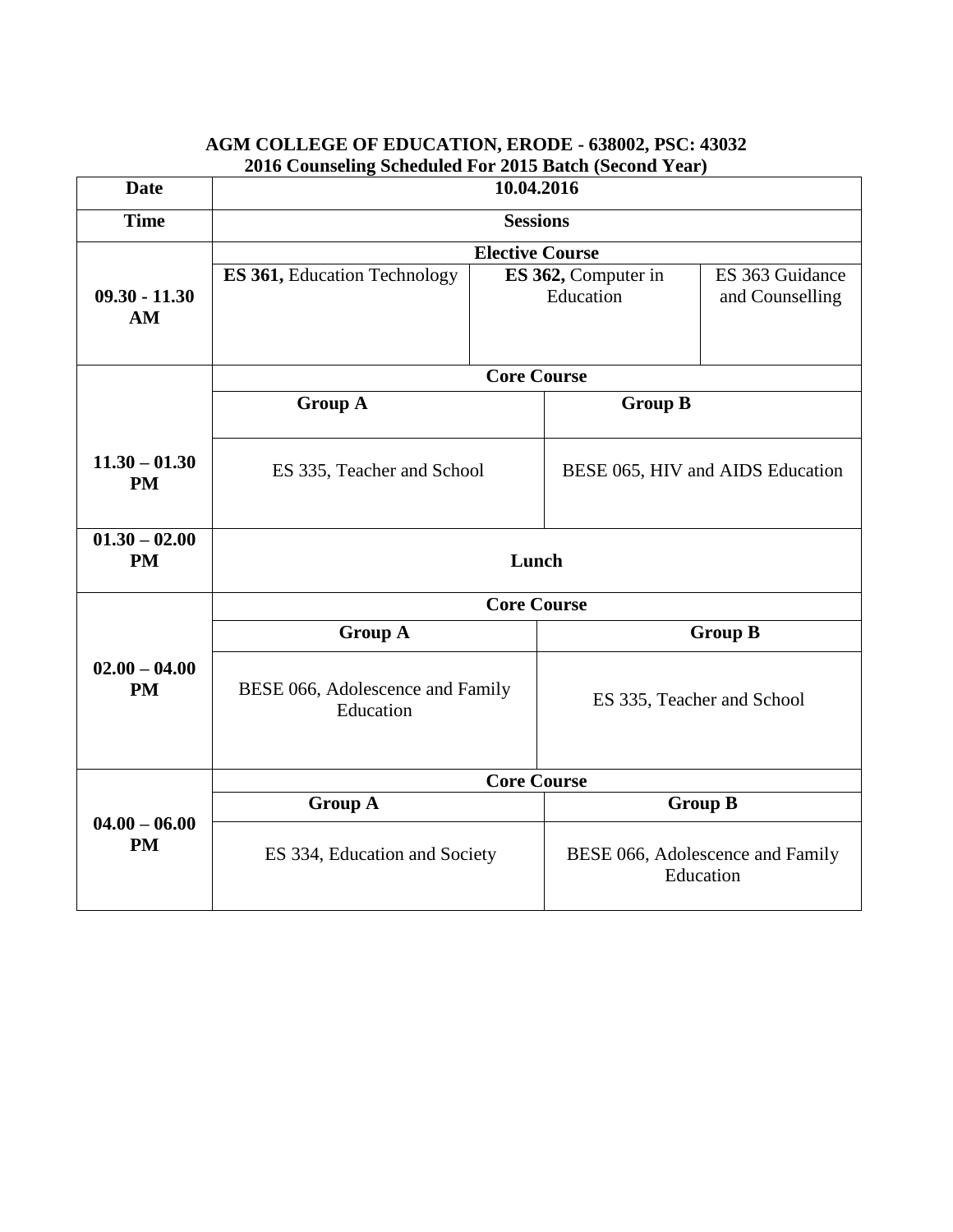**AGM COLLEGE OF EDUCATION, ERODE - 638002, PSC: 43032**
**2016 Counseling Scheduled For 2015 Batch (Second Year)**

| **Date** | **10.04.2016** | | |
|---|---|---|---|
| **Time** | **Sessions** | | |
| **09.30 - 11.30 AM** | **Elective Course** | | |
| | **ES 361,** Education Technology | **ES 362,** Computer in Education | ES 363 Guidance and Counselling |
| **11.30 – 01.30 PM** | **Core Course** | | |
| | **Group A** | **Group B** | |
| | ES 335, Teacher and School | BESE 065, HIV and AIDS Education | |
| **01.30 – 02.00 PM** | **Lunch** | | |
| **02.00 – 04.00 PM** | **Core Course** | | |
| | **Group A** | **Group B** | |
| | BESE 066, Adolescence and Family Education | ES 335, Teacher and School | |
| **04.00 – 06.00 PM** | **Core Course** | | |
| | **Group A** | **Group B** | |
| | ES 334, Education and Society | BESE 066, Adolescence and Family Education | |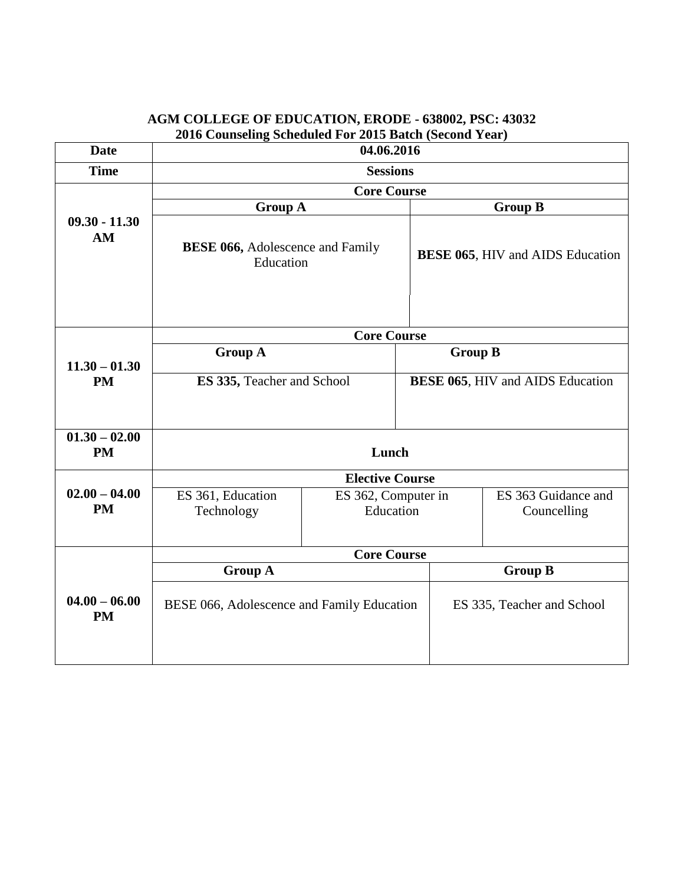**AGM COLLEGE OF EDUCATION, ERODE - 638002, PSC: 43032**
**2016 Counseling Scheduled For 2015 Batch (Second Year)**

| **Date** | **04.06.2016** | | |
|---|---|---|---|
| **Time** | **Sessions** | | |
| **09.30 - 11.30 AM** | **Core Course** | | |
| | **Group A** | **Group B** | |
| | **BESE 066,** Adolescence and Family Education | **BESE 065**, HIV and AIDS Education | |
| **11.30 – 01.30 PM** | **Core Course** | | |
| | **Group A** | **Group B** | |
| | **ES 335,** Teacher and School | **BESE 065**, HIV and AIDS Education | |
| **01.30 – 02.00 PM** | **Lunch** | | |
| **02.00 – 04.00 PM** | **Elective Course** | | |
| | ES 361, Education Technology | ES 362, Computer in Education | ES 363 Guidance and Councelling |
| **04.00 – 06.00 PM** | **Core Course** | | |
| | **Group A** | **Group B** | |
| | BESE 066, Adolescence and Family Education | ES 335, Teacher and School | |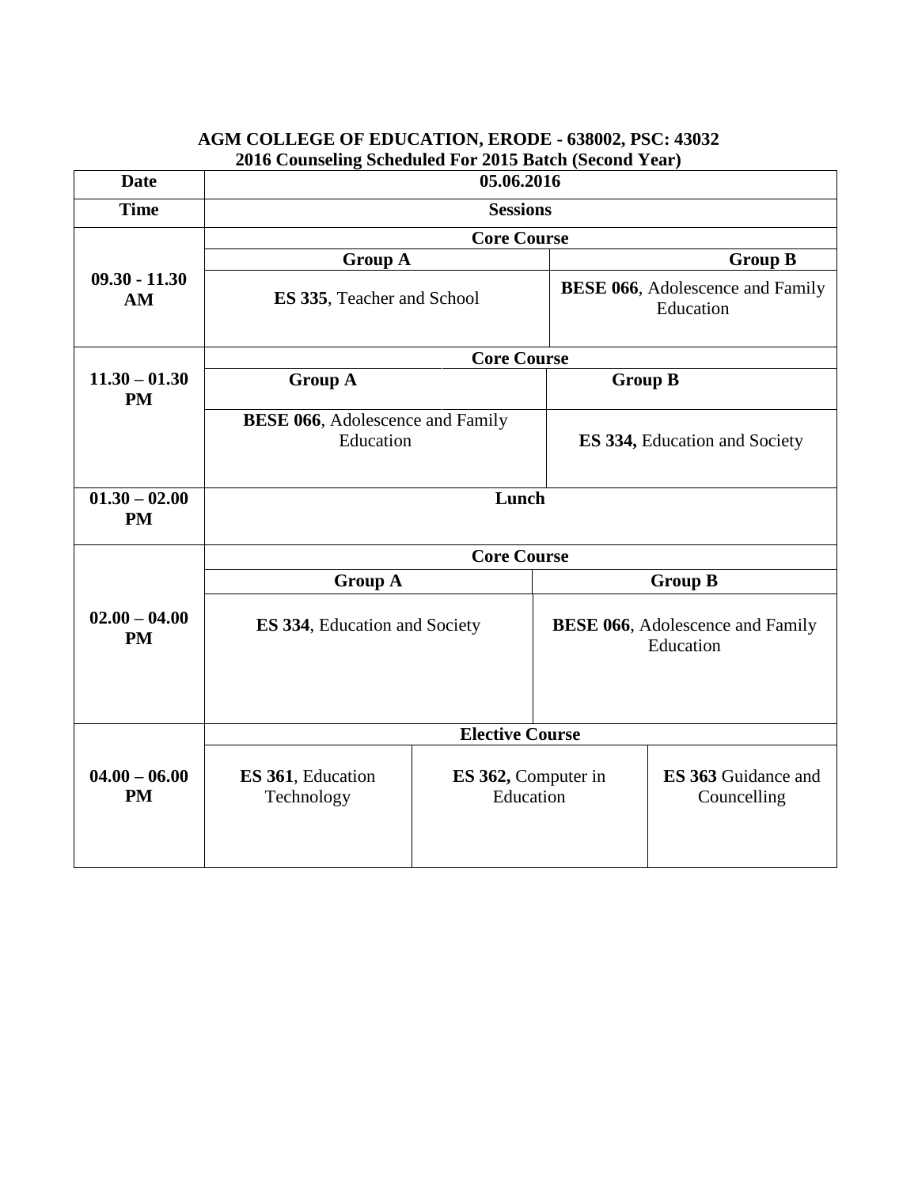**AGM COLLEGE OF EDUCATION, ERODE - 638002, PSC: 43032**
**2016 Counseling Scheduled For 2015 Batch (Second Year)**

| Date | 05.06.2016 | | |
|---|---|---|---|
| **Time** | **Sessions** | | |
| **09.30 - 11.30 AM** | **Core Course** | | |
| | **Group A** | **Group B** | |
| | **ES 335**, Teacher and School | **BESE 066**, Adolescence and Family Education | |
| **11.30 – 01.30 PM** | **Core Course** | | |
| | **Group A** | **Group B** | |
| | **BESE 066**, Adolescence and Family Education | **ES 334,** Education and Society | |
| **01.30 – 02.00 PM** | **Lunch** | | |
| **02.00 – 04.00 PM** | **Core Course** | | |
| | **Group A** | **Group B** | |
| | **ES 334**, Education and Society | **BESE 066**, Adolescence and Family Education | |
| **04.00 – 06.00 PM** | **Elective Course** | | |
| | **ES 361**, Education Technology | **ES 362,** Computer in Education | **ES 363** Guidance and Councelling |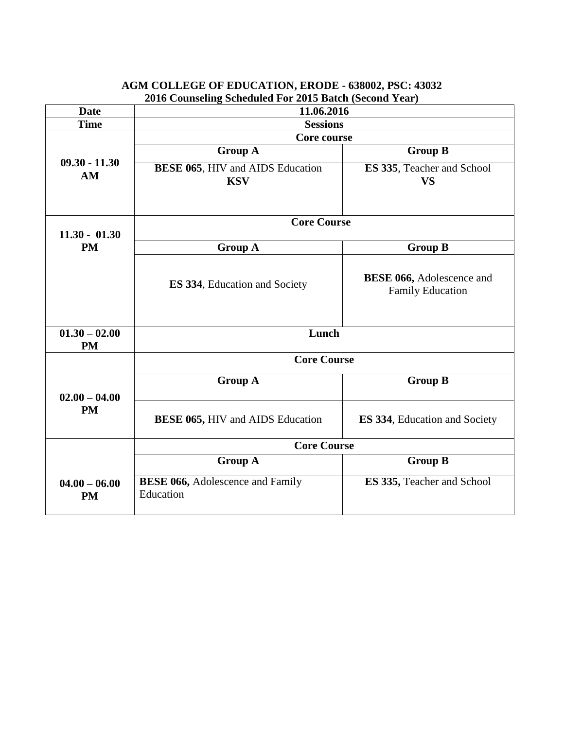**AGM COLLEGE OF EDUCATION, ERODE - 638002, PSC: 43032**
**2016 Counseling Scheduled For 2015 Batch (Second Year)**

| **Date** | **11.06.2016** | |
|---|---|---|
| **Time** | **Sessions** | |
| **09.30 - 11.30 AM** | **Core course** | |
| | **Group A** | **Group B** |
| | **BESE 065**, HIV and AIDS Education **KSV** | **ES 335**, Teacher and School **VS** |
| **11.30 - 01.30 PM** | **Core Course** | |
| | **Group A** | **Group B** |
| | **ES 334**, Education and Society | **BESE 066,** Adolescence and Family Education |
| **01.30 – 02.00 PM** | **Lunch** | |
| **02.00 – 04.00 PM** | **Core Course** | |
| | **Group A** | **Group B** |
| | **BESE 065,** HIV and AIDS Education | **ES 334**, Education and Society |
| **04.00 – 06.00 PM** | **Core Course** | |
| | **Group A** | **Group B** |
| | **BESE 066,** Adolescence and Family Education | **ES 335,** Teacher and School |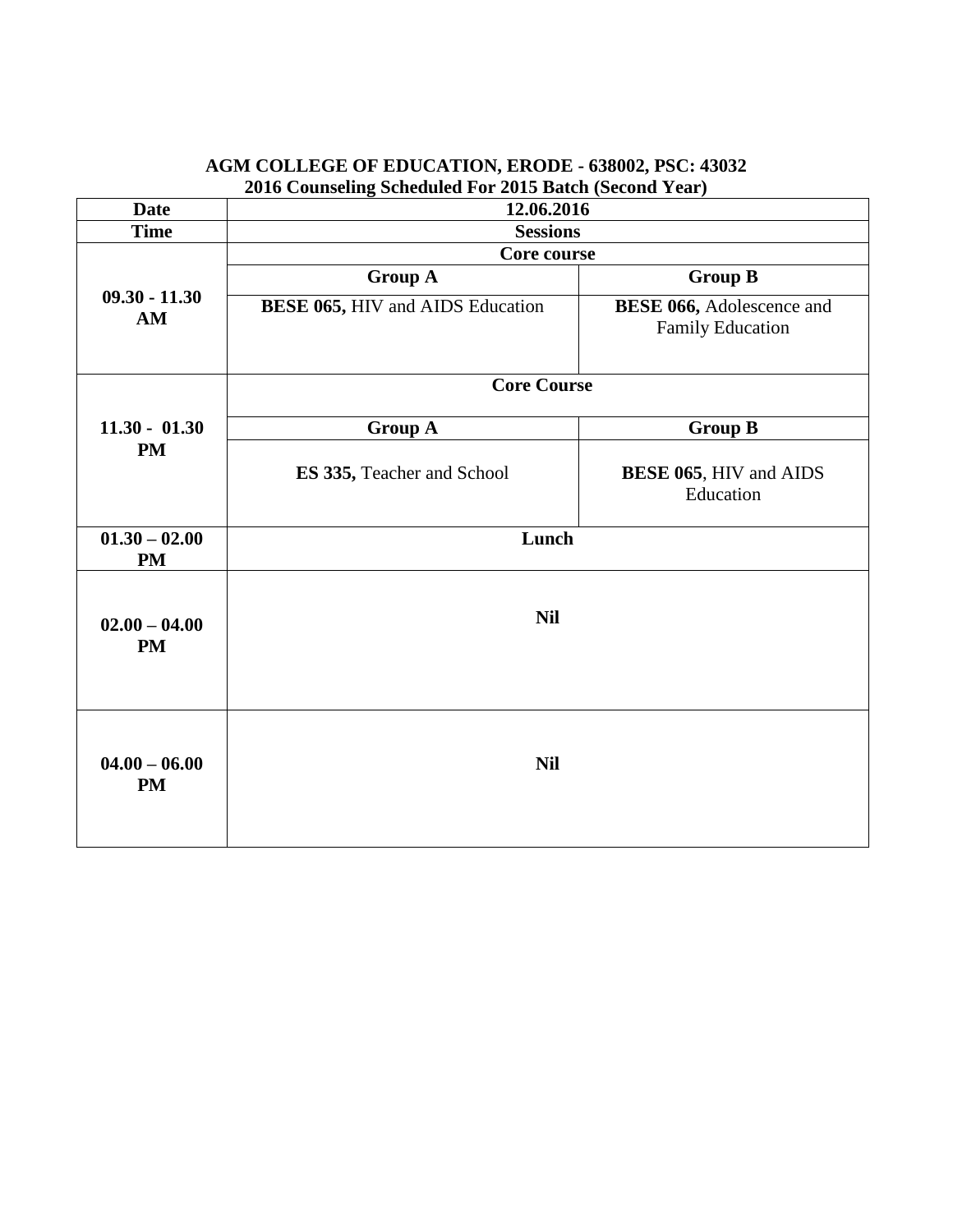**AGM COLLEGE OF EDUCATION, ERODE - 638002, PSC: 43032**
**2016 Counseling Scheduled For 2015 Batch (Second Year)**

| **Date** | **12.06.2016** | |
|---|---|---|
| **Time** | **Sessions** | |
| **09.30 - 11.30 AM** | **Core course** | |
| | **Group A** | **Group B** |
| | **BESE 065,** HIV and AIDS Education | **BESE 066,** Adolescence and Family Education |
| **11.30 - 01.30 PM** | **Core Course** | |
| | **Group A** | **Group B** |
| | **ES 335,** Teacher and School | **BESE 065**, HIV and AIDS Education |
| **01.30 – 02.00 PM** | **Lunch** | |
| **02.00 – 04.00 PM** | **Nil** | |
| **04.00 – 06.00 PM** | **Nil** | |